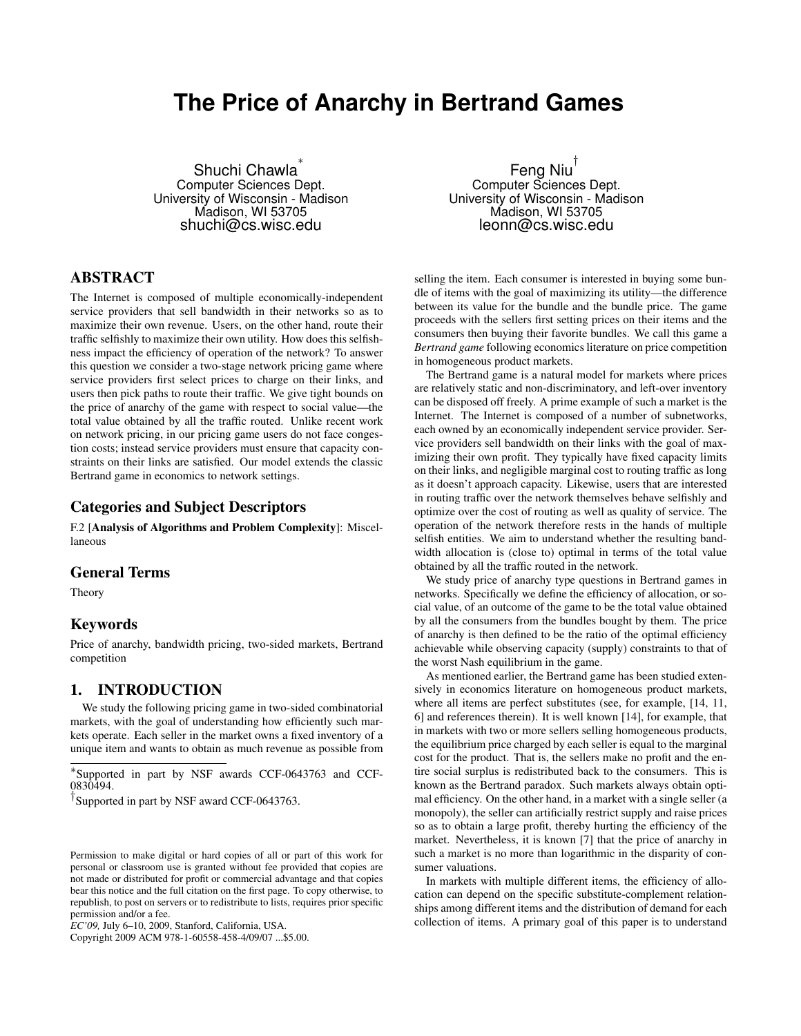# The Price of Anarchy in Bertrand Games

Shuchi Chawla[*]
Computer Sciences Dept.
University of Wisconsin - Madison
Madison, WI 53705
shuchi@cs.wisc.edu

Feng Niu[†]
Computer Sciences Dept.
University of Wisconsin - Madison
Madison, WI 53705
leonn@cs.wisc.edu

## ABSTRACT

The Internet is composed of multiple economically-independent service providers that sell bandwidth in their networks so as to maximize their own revenue. Users, on the other hand, route their traffic selfishly to maximize their own utility. How does this selfishness impact the efficiency of operation of the network? To answer this question we consider a two-stage network pricing game where service providers first select prices to charge on their links, and users then pick paths to route their traffic. We give tight bounds on the price of anarchy of the game with respect to social value—the total value obtained by all the traffic routed. Unlike recent work on network pricing, in our pricing game users do not face congestion costs; instead service providers must ensure that capacity constraints on their links are satisfied. Our model extends the classic Bertrand game in economics to network settings.

## Categories and Subject Descriptors

F.2 [**Analysis of Algorithms and Problem Complexity**]: Miscellaneous

## General Terms

Theory

## Keywords

Price of anarchy, bandwidth pricing, two-sided markets, Bertrand competition

## 1. INTRODUCTION

We study the following pricing game in two-sided combinatorial markets, with the goal of understanding how efficiently such markets operate. Each seller in the market owns a fixed inventory of a unique item and wants to obtain as much revenue as possible from selling the item. Each consumer is interested in buying some bundle of items with the goal of maximizing its utility—the difference between its value for the bundle and the bundle price. The game proceeds with the sellers first setting prices on their items and the consumers then buying their favorite bundles. We call this game a *Bertrand game* following economics literature on price competition in homogeneous product markets.

The Bertrand game is a natural model for markets where prices are relatively static and non-discriminatory, and left-over inventory can be disposed off freely. A prime example of such a market is the Internet. The Internet is composed of a number of subnetworks, each owned by an economically independent service provider. Service providers sell bandwidth on their links with the goal of maximizing their own profit. They typically have fixed capacity limits on their links, and negligible marginal cost to routing traffic as long as it doesn't approach capacity. Likewise, users that are interested in routing traffic over the network themselves behave selfishly and optimize over the cost of routing as well as quality of service. The operation of the network therefore rests in the hands of multiple selfish entities. We aim to understand whether the resulting bandwidth allocation is (close to) optimal in terms of the total value obtained by all the traffic routed in the network.

We study price of anarchy type questions in Bertrand games in networks. Specifically we define the efficiency of allocation, or social value, of an outcome of the game to be the total value obtained by all the consumers from the bundles bought by them. The price of anarchy is then defined to be the ratio of the optimal efficiency achievable while observing capacity (supply) constraints to that of the worst Nash equilibrium in the game.

As mentioned earlier, the Bertrand game has been studied extensively in economics literature on homogeneous product markets, where all items are perfect substitutes (see, for example, [14, 11, 6] and references therein). It is well known [14], for example, that in markets with two or more sellers selling homogeneous products, the equilibrium price charged by each seller is equal to the marginal cost for the product. That is, the sellers make no profit and the entire social surplus is redistributed back to the consumers. This is known as the Bertrand paradox. Such markets always obtain optimal efficiency. On the other hand, in a market with a single seller (a monopoly), the seller can artificially restrict supply and raise prices so as to obtain a large profit, thereby hurting the efficiency of the market. Nevertheless, it is known [7] that the price of anarchy in such a market is no more than logarithmic in the disparity of consumer valuations.

In markets with multiple different items, the efficiency of allocation can depend on the specific substitute-complement relationships among different items and the distribution of demand for each collection of items. A primary goal of this paper is to understand

[*]Supported in part by NSF awards CCF-0643763 and CCF-0830494.

[†]Supported in part by NSF award CCF-0643763.

Permission to make digital or hard copies of all or part of this work for personal or classroom use is granted without fee provided that copies are not made or distributed for profit or commercial advantage and that copies bear this notice and the full citation on the first page. To copy otherwise, to republish, to post on servers or to redistribute to lists, requires prior specific permission and/or a fee.
*EC'09,* July 6–10, 2009, Stanford, California, USA.
Copyright 2009 ACM 978-1-60558-458-4/09/07 ...$5.00.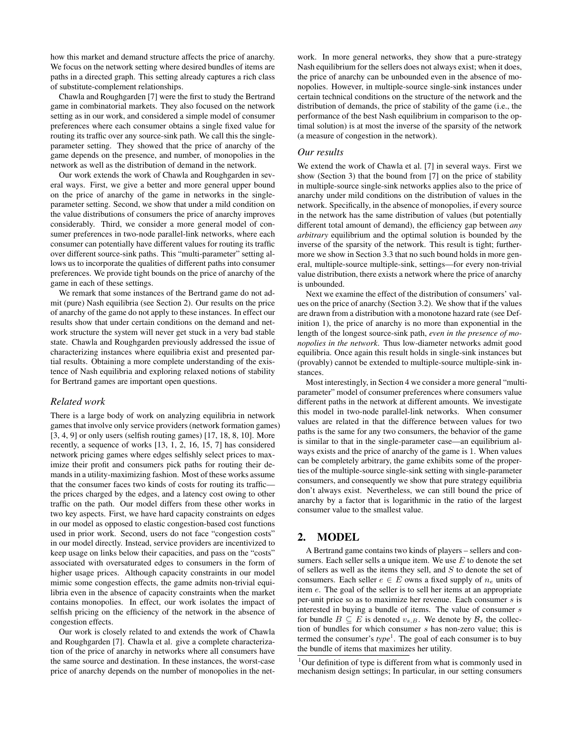how this market and demand structure affects the price of anarchy. We focus on the network setting where desired bundles of items are paths in a directed graph. This setting already captures a rich class of substitute-complement relationships.

Chawla and Roughgarden [7] were the first to study the Bertrand game in combinatorial markets. They also focused on the network setting as in our work, and considered a simple model of consumer preferences where each consumer obtains a single fixed value for routing its traffic over any source-sink path. We call this the single-parameter setting. They showed that the price of anarchy of the game depends on the presence, and number, of monopolies in the network as well as the distribution of demand in the network.

Our work extends the work of Chawla and Roughgarden in several ways. First, we give a better and more general upper bound on the price of anarchy of the game in networks in the single-parameter setting. Second, we show that under a mild condition on the value distributions of consumers the price of anarchy improves considerably. Third, we consider a more general model of consumer preferences in two-node parallel-link networks, where each consumer can potentially have different values for routing its traffic over different source-sink paths. This "multi-parameter" setting allows us to incorporate the qualities of different paths into consumer preferences. We provide tight bounds on the price of anarchy of the game in each of these settings.

We remark that some instances of the Bertrand game do not admit (pure) Nash equilibria (see Section 2). Our results on the price of anarchy of the game do not apply to these instances. In effect our results show that under certain conditions on the demand and network structure the system will never get stuck in a very bad stable state. Chawla and Roughgarden previously addressed the issue of characterizing instances where equilibria exist and presented partial results. Obtaining a more complete understanding of the existence of Nash equilibria and exploring relaxed notions of stability for Bertrand games are important open questions.

### *Related work*

There is a large body of work on analyzing equilibria in network games that involve only service providers (network formation games) [3, 4, 9] or only users (selfish routing games) [17, 18, 8, 10]. More recently, a sequence of works [13, 1, 2, 16, 15, 7] has considered network pricing games where edges selfishly select prices to maximize their profit and consumers pick paths for routing their demands in a utility-maximizing fashion. Most of these works assume that the consumer faces two kinds of costs for routing its traffic—the prices charged by the edges, and a latency cost owing to other traffic on the path. Our model differs from these other works in two key aspects. First, we have hard capacity constraints on edges in our model as opposed to elastic congestion-based cost functions used in prior work. Second, users do not face "congestion costs" in our model directly. Instead, service providers are incentivized to keep usage on links below their capacities, and pass on the "costs" associated with oversaturated edges to consumers in the form of higher usage prices. Although capacity constraints in our model mimic some congestion effects, the game admits non-trivial equilibria even in the absence of capacity constraints when the market contains monopolies. In effect, our work isolates the impact of selfish pricing on the efficiency of the network in the absence of congestion effects.

Our work is closely related to and extends the work of Chawla and Roughgarden [7]. Chawla et al. give a complete characterization of the price of anarchy in networks where all consumers have the same source and destination. In these instances, the worst-case price of anarchy depends on the number of monopolies in the network. In more general networks, they show that a pure-strategy Nash equilibrium for the sellers does not always exist; when it does, the price of anarchy can be unbounded even in the absence of monopolies. However, in multiple-source single-sink instances under certain technical conditions on the structure of the network and the distribution of demands, the price of stability of the game (i.e., the performance of the best Nash equilibrium in comparison to the optimal solution) is at most the inverse of the sparsity of the network (a measure of congestion in the network).

### *Our results*

We extend the work of Chawla et al. [7] in several ways. First we show (Section 3) that the bound from [7] on the price of stability in multiple-source single-sink networks applies also to the price of anarchy under mild conditions on the distribution of values in the network. Specifically, in the absence of monopolies, if every source in the network has the same distribution of values (but potentially different total amount of demand), the efficiency gap between *any arbitrary* equilibrium and the optimal solution is bounded by the inverse of the sparsity of the network. This result is tight; furthermore we show in Section 3.3 that no such bound holds in more general, multiple-source multiple-sink, settings—for every non-trivial value distribution, there exists a network where the price of anarchy is unbounded.

Next we examine the effect of the distribution of consumers' values on the price of anarchy (Section 3.2). We show that if the values are drawn from a distribution with a monotone hazard rate (see Definition 1), the price of anarchy is no more than exponential in the length of the longest source-sink path, *even in the presence of monopolies in the network*. Thus low-diameter networks admit good equilibria. Once again this result holds in single-sink instances but (provably) cannot be extended to multiple-source multiple-sink instances.

Most interestingly, in Section 4 we consider a more general "multi-parameter" model of consumer preferences where consumers value different paths in the network at different amounts. We investigate this model in two-node parallel-link networks. When consumer values are related in that the difference between values for two paths is the same for any two consumers, the behavior of the game is similar to that in the single-parameter case—an equilibrium always exists and the price of anarchy of the game is 1. When values can be completely arbitrary, the game exhibits some of the properties of the multiple-source single-sink setting with single-parameter consumers, and consequently we show that pure strategy equilibria don't always exist. Nevertheless, we can still bound the price of anarchy by a factor that is logarithmic in the ratio of the largest consumer value to the smallest value.

## 2. MODEL

A Bertrand game contains two kinds of players – sellers and consumers. Each seller sells a unique item. We use $E$ to denote the set of sellers as well as the items they sell, and $S$ to denote the set of consumers. Each seller $e \in E$ owns a fixed supply of $n_e$ units of item $e$. The goal of the seller is to sell her items at an appropriate per-unit price so as to maximize her revenue. Each consumer $s$ is interested in buying a bundle of items. The value of consumer $s$ for bundle $B \subseteq E$ is denoted $v_{s,B}$. We denote by $\mathcal{B}_s$ the collection of bundles for which consumer $s$ has non-zero value; this is termed the consumer's *type*[1]. The goal of each consumer is to buy the bundle of items that maximizes her utility.

[1]Our definition of type is different from what is commonly used in mechanism design settings; In particular, in our setting consumers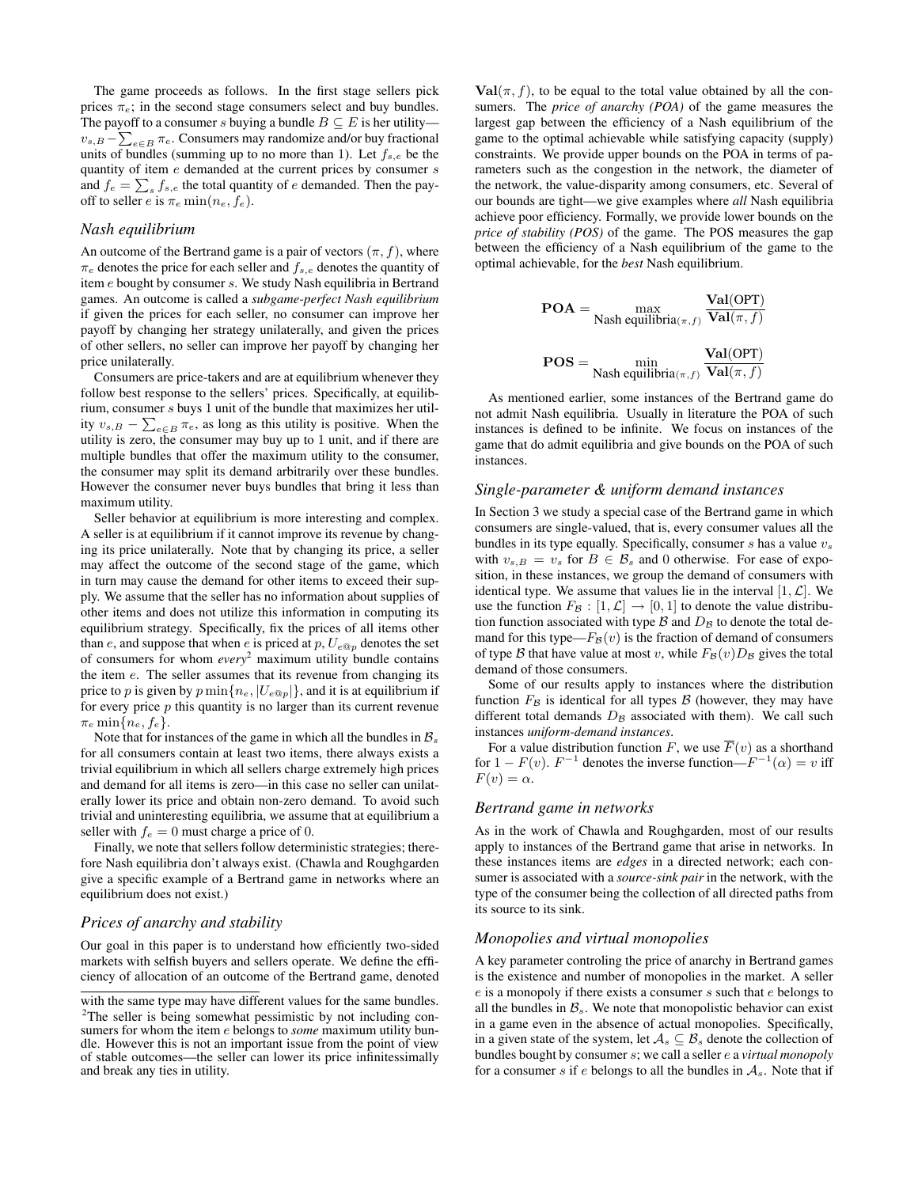The game proceeds as follows. In the first stage sellers pick prices $\pi_e$; in the second stage consumers select and buy bundles. The payoff to a consumer $s$ buying a bundle $B \subseteq E$ is her utility—$v_{s,B} - \sum_{e \in B} \pi_e$. Consumers may randomize and/or buy fractional units of bundles (summing up to no more than 1). Let $f_{s,e}$ be the quantity of item $e$ demanded at the current prices by consumer $s$ and $f_e = \sum_s f_{s,e}$ the total quantity of $e$ demanded. Then the payoff to seller $e$ is $\pi_e \min(n_e, f_e)$.

### *Nash equilibrium*

An outcome of the Bertrand game is a pair of vectors $(\pi, f)$, where $\pi_e$ denotes the price for each seller and $f_{s,e}$ denotes the quantity of item $e$ bought by consumer $s$. We study Nash equilibria in Bertrand games. An outcome is called a ***subgame-perfect Nash equilibrium*** if given the prices for each seller, no consumer can improve her payoff by changing her strategy unilaterally, and given the prices of other sellers, no seller can improve her payoff by changing her price unilaterally.

Consumers are price-takers and are at equilibrium whenever they follow best response to the sellers' prices. Specifically, at equilibrium, consumer $s$ buys 1 unit of the bundle that maximizes her utility $v_{s,B} - \sum_{e \in B} \pi_e$, as long as this utility is positive. When the utility is zero, the consumer may buy up to 1 unit, and if there are multiple bundles that offer the maximum utility to the consumer, the consumer may split its demand arbitrarily over these bundles. However the consumer never buys bundles that bring it less than maximum utility.

Seller behavior at equilibrium is more interesting and complex. A seller is at equilibrium if it cannot improve its revenue by changing its price unilaterally. Note that by changing its price, a seller may affect the outcome of the second stage of the game, which in turn may cause the demand for other items to exceed their supply. We assume that the seller has no information about supplies of other items and does not utilize this information in computing its equilibrium strategy. Specifically, fix the prices of all items other than $e$, and suppose that when $e$ is priced at $p$, $U_{e@p}$ denotes the set of consumers for whom *every*[2] maximum utility bundle contains the item $e$. The seller assumes that its revenue from changing its price to $p$ is given by $p \min\{n_e, |U_{e@p}|\}$, and it is at equilibrium if for every price $p$ this quantity is no larger than its current revenue $\pi_e \min\{n_e, f_e\}$.

Note that for instances of the game in which all the bundles in $\mathcal{B}_s$ for all consumers contain at least two items, there always exists a trivial equilibrium in which all sellers charge extremely high prices and demand for all items is zero—in this case no seller can unilaterally lower its price and obtain non-zero demand. To avoid such trivial and uninteresting equilibria, we assume that at equilibrium a seller with $f_e = 0$ must charge a price of 0.

Finally, we note that sellers follow deterministic strategies; therefore Nash equilibria don't always exist. (Chawla and Roughgarden give a specific example of a Bertrand game in networks where an equilibrium does not exist.)

### *Prices of anarchy and stability*

Our goal in this paper is to understand how efficiently two-sided markets with selfish buyers and sellers operate. We define the efficiency of allocation of an outcome of the Bertrand game, denoted $\mathbf{Val}(\pi, f)$, to be equal to the total value obtained by all the consumers. The *price of anarchy (POA)* of the game measures the largest gap between the efficiency of a Nash equilibrium of the game to the optimal achievable while satisfying capacity (supply) constraints. We provide upper bounds on the POA in terms of parameters such as the congestion in the network, the diameter of the network, the value-disparity among consumers, etc. Several of our bounds are tight—we give examples where *all* Nash equilibria achieve poor efficiency. Formally, we provide lower bounds on the *price of stability (POS)* of the game. The POS measures the gap between the efficiency of a Nash equilibrium of the game to the optimal achievable, for the *best* Nash equilibrium.

$$\mathbf{POA} = \max_{\text{Nash equilibria}(\pi, f)} \frac{\mathbf{Val}(\text{OPT})}{\mathbf{Val}(\pi, f)}$$

$$\mathbf{POS} = \min_{\text{Nash equilibria}(\pi, f)} \frac{\mathbf{Val}(\text{OPT})}{\mathbf{Val}(\pi, f)}$$

As mentioned earlier, some instances of the Bertrand game do not admit Nash equilibria. Usually in literature the POA of such instances is defined to be infinite. We focus on instances of the game that do admit equilibria and give bounds on the POA of such instances.

### *Single-parameter & uniform demand instances*

In Section 3 we study a special case of the Bertrand game in which consumers are single-valued, that is, every consumer values all the bundles in its type equally. Specifically, consumer $s$ has a value $v_s$ with $v_{s,B} = v_s$ for $B \in \mathcal{B}_s$ and 0 otherwise. For ease of exposition, in these instances, we group the demand of consumers with identical type. We assume that values lie in the interval $[1, \mathcal{L}]$. We use the function $F_{\mathcal{B}} : [1, \mathcal{L}] \to [0, 1]$ to denote the value distribution function associated with type $\mathcal{B}$ and $D_{\mathcal{B}}$ to denote the total demand for this type—$F_{\mathcal{B}}(v)$ is the fraction of demand of consumers of type $\mathcal{B}$ that have value at most $v$, while $F_{\mathcal{B}}(v) D_{\mathcal{B}}$ gives the total demand of those consumers.

Some of our results apply to instances where the distribution function $F_{\mathcal{B}}$ is identical for all types $\mathcal{B}$ (however, they may have different total demands $D_{\mathcal{B}}$ associated with them). We call such instances *uniform-demand instances*.

For a value distribution function $F$, we use $\overline{F}(v)$ as a shorthand for $1 - F(v)$. $F^{-1}$ denotes the inverse function—$F^{-1}(\alpha) = v$ iff $F(v) = \alpha$.

### *Bertrand game in networks*

As in the work of Chawla and Roughgarden, most of our results apply to instances of the Bertrand game that arise in networks. In these instances items are *edges* in a directed network; each consumer is associated with a *source-sink pair* in the network, with the type of the consumer being the collection of all directed paths from its source to its sink.

### *Monopolies and virtual monopolies*

A key parameter controling the price of anarchy in Bertrand games is the existence and number of monopolies in the market. A seller $e$ is a monopoly if there exists a consumer $s$ such that $e$ belongs to all the bundles in $\mathcal{B}_s$. We note that monopolistic behavior can exist in a game even in the absence of actual monopolies. Specifically, in a given state of the system, let $\mathcal{A}_s \subseteq \mathcal{B}_s$ denote the collection of bundles bought by consumer $s$; we call a seller $e$ a *virtual monopoly* for a consumer $s$ if $e$ belongs to all the bundles in $\mathcal{A}_s$. Note that if

---

with the same type may have different values for the same bundles.

[2]The seller is being somewhat pessimistic by not including consumers for whom the item $e$ belongs to *some* maximum utility bundle. However this is not an important issue from the point of view of stable outcomes—the seller can lower its price infinitessimally and break any ties in utility.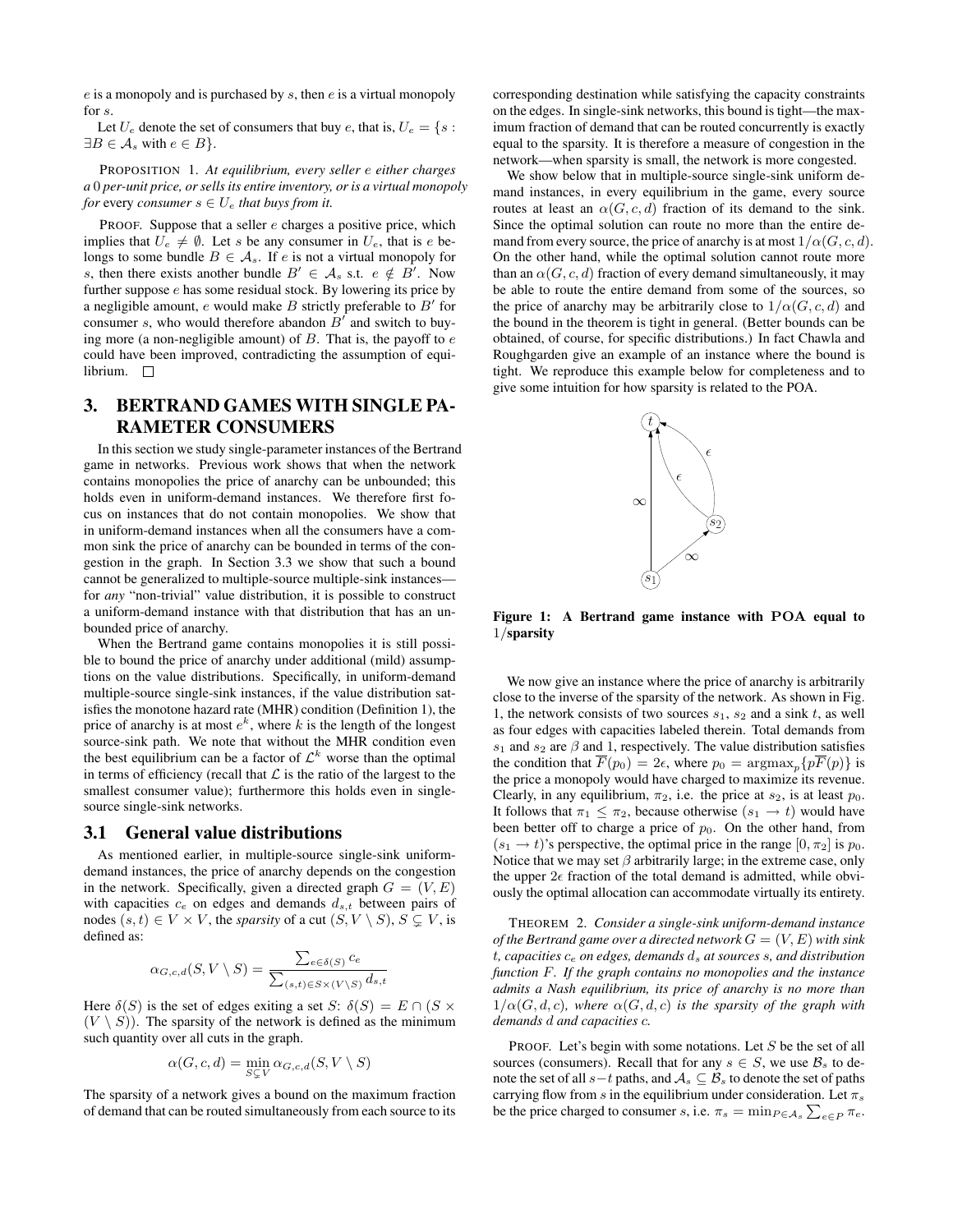$e$ is a monopoly and is purchased by $s$, then $e$ is a virtual monopoly for $s$.

Let $U_e$ denote the set of consumers that buy $e$, that is, $U_e = \{s : \exists B \in \mathcal{A}_s \text{ with } e \in B\}$.

PROPOSITION 1. *At equilibrium, every seller $e$ either charges a 0 per-unit price, or sells its entire inventory, or is a virtual monopoly for* every *consumer $s \in U_e$ that buys from it.*

PROOF. Suppose that a seller $e$ charges a positive price, which implies that $U_e \neq \emptyset$. Let $s$ be any consumer in $U_e$, that is $e$ belongs to some bundle $B \in \mathcal{A}_s$. If $e$ is not a virtual monopoly for $s$, then there exists another bundle $B' \in \mathcal{A}_s$ s.t. $e \notin B'$. Now further suppose $e$ has some residual stock. By lowering its price by a negligible amount, $e$ would make $B$ strictly preferable to $B'$ for consumer $s$, who would therefore abandon $B'$ and switch to buying more (a non-negligible amount) of $B$. That is, the payoff to $e$ could have been improved, contradicting the assumption of equilibrium. □

# 3. BERTRAND GAMES WITH SINGLE PARAMETER CONSUMERS

In this section we study single-parameter instances of the Bertrand game in networks. Previous work shows that when the network contains monopolies the price of anarchy can be unbounded; this holds even in uniform-demand instances. We therefore first focus on instances that do not contain monopolies. We show that in uniform-demand instances when all the consumers have a common sink the price of anarchy can be bounded in terms of the congestion in the graph. In Section 3.3 we show that such a bound cannot be generalized to multiple-source multiple-sink instances—for *any* "non-trivial" value distribution, it is possible to construct a uniform-demand instance with that distribution that has an unbounded price of anarchy.

When the Bertrand game contains monopolies it is still possible to bound the price of anarchy under additional (mild) assumptions on the value distributions. Specifically, in uniform-demand multiple-source single-sink instances, if the value distribution satisfies the monotone hazard rate (MHR) condition (Definition 1), the price of anarchy is at most $e^k$, where $k$ is the length of the longest source-sink path. We note that without the MHR condition even the best equilibrium can be a factor of $\mathcal{L}^k$ worse than the optimal in terms of efficiency (recall that $\mathcal{L}$ is the ratio of the largest to the smallest consumer value); furthermore this holds even in single-source single-sink networks.

## 3.1 General value distributions

As mentioned earlier, in multiple-source single-sink uniform-demand instances, the price of anarchy depends on the congestion in the network. Specifically, given a directed graph $G = (V, E)$ with capacities $c_e$ on edges and demands $d_{s,t}$ between pairs of nodes $(s, t) \in V \times V$, the *sparsity* of a cut $(S, V \setminus S)$, $S \subsetneq V$, is defined as:

$$\alpha_{G,c,d}(S, V \setminus S) = \frac{\sum_{e \in \delta(S)} c_e}{\sum_{(s,t) \in S \times (V \setminus S)} d_{s,t}}$$

Here $\delta(S)$ is the set of edges exiting a set $S$: $\delta(S) = E \cap (S \times (V \setminus S))$. The sparsity of the network is defined as the minimum such quantity over all cuts in the graph.

$$\alpha(G, c, d) = \min_{S \subsetneq V} \alpha_{G,c,d}(S, V \setminus S)$$

The sparsity of a network gives a bound on the maximum fraction of demand that can be routed simultaneously from each source to its corresponding destination while satisfying the capacity constraints on the edges. In single-sink networks, this bound is tight—the maximum fraction of demand that can be routed concurrently is exactly equal to the sparsity. It is therefore a measure of congestion in the network—when sparsity is small, the network is more congested.

We show below that in multiple-source single-sink uniform demand instances, in every equilibrium in the game, every source routes at least an $\alpha(G, c, d)$ fraction of its demand to the sink. Since the optimal solution can route no more than the entire demand from every source, the price of anarchy is at most $1/\alpha(G, c, d)$. On the other hand, while the optimal solution cannot route more than an $\alpha(G, c, d)$ fraction of every demand simultaneously, it may be able to route the entire demand from some of the sources, so the price of anarchy may be arbitrarily close to $1/\alpha(G, c, d)$ and the bound in the theorem is tight in general. (Better bounds can be obtained, of course, for specific distributions.) In fact Chawla and Roughgarden give an example of an instance where the bound is tight. We reproduce this example below for completeness and to give some intuition for how sparsity is related to the POA.

t
∞
ϵ
ϵ
s2
∞
s1

**Figure 1: A Bertrand game instance with POA equal to $1/$sparsity**

We now give an instance where the price of anarchy is arbitrarily close to the inverse of the sparsity of the network. As shown in Fig. 1, the network consists of two sources $s_1$, $s_2$ and a sink $t$, as well as four edges with capacities labeled therein. Total demands from $s_1$ and $s_2$ are $\beta$ and 1, respectively. The value distribution satisfies the condition that $\overline{F}(p_0) = 2\epsilon$, where $p_0 = \operatorname{argmax}_p\{p\overline{F}(p)\}$ is the price a monopoly would have charged to maximize its revenue. Clearly, in any equilibrium, $\pi_2$, i.e. the price at $s_2$, is at least $p_0$. It follows that $\pi_1 \leq \pi_2$, because otherwise $(s_1 \to t)$ would have been better off to charge a price of $p_0$. On the other hand, from $(s_1 \to t)$'s perspective, the optimal price in the range $[0, \pi_2]$ is $p_0$. Notice that we may set $\beta$ arbitrarily large; in the extreme case, only the upper $2\epsilon$ fraction of the total demand is admitted, while obviously the optimal allocation can accommodate virtually its entirety.

THEOREM 2. *Consider a single-sink uniform-demand instance of the Bertrand game over a directed network $G = (V, E)$ with sink $t$, capacities $c_e$ on edges, demands $d_s$ at sources $s$, and distribution function $F$. If the graph contains no monopolies and the instance admits a Nash equilibrium, its price of anarchy is no more than $1/\alpha(G, d, c)$, where $\alpha(G, d, c)$ is the sparsity of the graph with demands $d$ and capacities $c$.*

PROOF. Let's begin with some notations. Let $S$ be the set of all sources (consumers). Recall that for any $s \in S$, we use $\mathcal{B}_s$ to denote the set of all $s-t$ paths, and $\mathcal{A}_s \subseteq \mathcal{B}_s$ to denote the set of paths carrying flow from $s$ in the equilibrium under consideration. Let $\pi_s$ be the price charged to consumer $s$, i.e. $\pi_s = \min_{P \in \mathcal{A}_s} \sum_{e \in P} \pi_e$.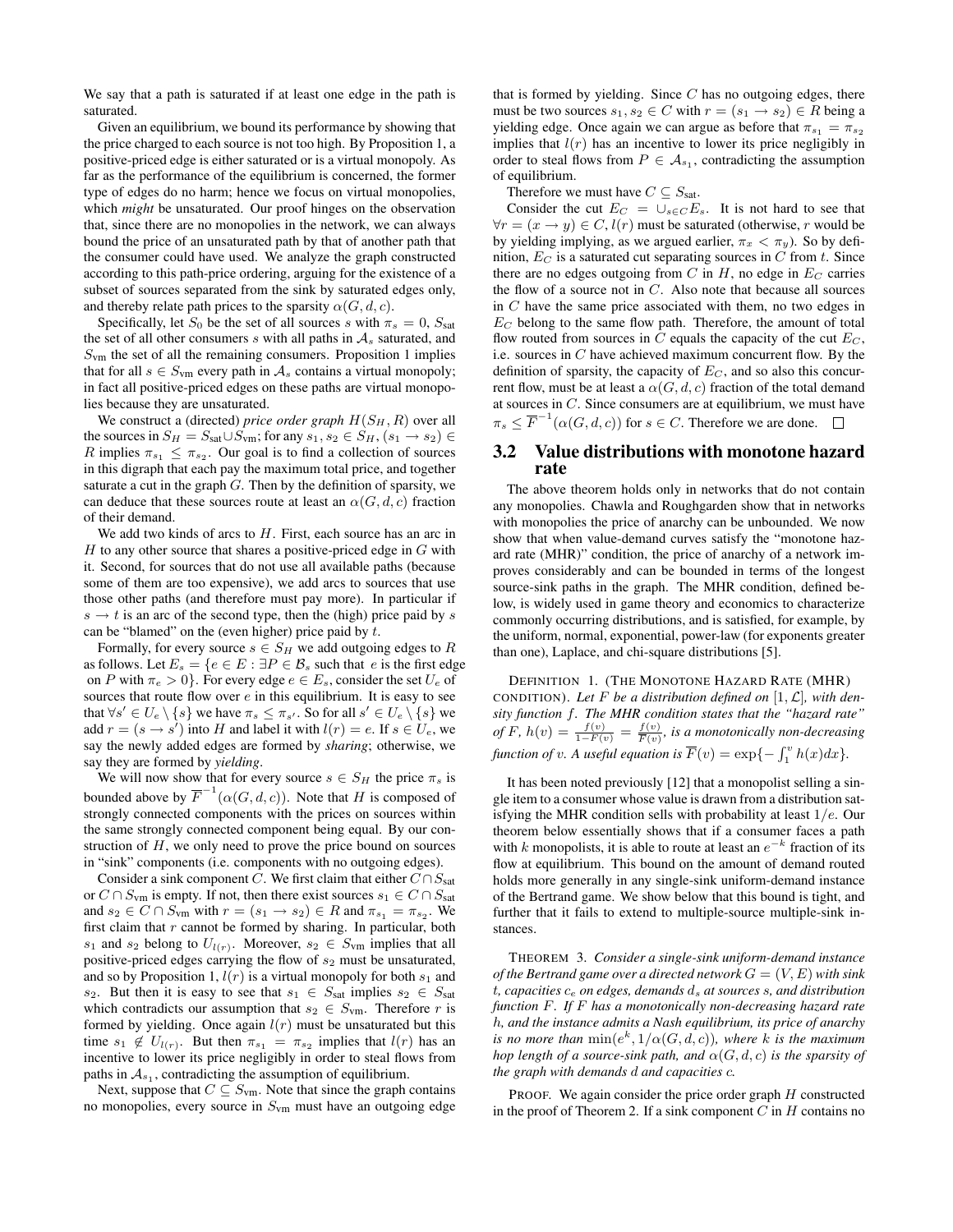We say that a path is saturated if at least one edge in the path is saturated.

Given an equilibrium, we bound its performance by showing that the price charged to each source is not too high. By Proposition 1, a positive-priced edge is either saturated or is a virtual monopoly. As far as the performance of the equilibrium is concerned, the former type of edges do no harm; hence we focus on virtual monopolies, which *might* be unsaturated. Our proof hinges on the observation that, since there are no monopolies in the network, we can always bound the price of an unsaturated path by that of another path that the consumer could have used. We analyze the graph constructed according to this path-price ordering, arguing for the existence of a subset of sources separated from the sink by saturated edges only, and thereby relate path prices to the sparsity $\alpha(G, d, c)$.

Specifically, let $S_0$ be the set of all sources $s$ with $\pi_s = 0$, $S_{\text{sat}}$ the set of all other consumers $s$ with all paths in $\mathcal{A}_s$ saturated, and $S_{\text{vm}}$ the set of all the remaining consumers. Proposition 1 implies that for all $s \in S_{\text{vm}}$ every path in $\mathcal{A}_s$ contains a virtual monopoly; in fact all positive-priced edges on these paths are virtual monopolies because they are unsaturated.

We construct a (directed) *price order graph* $H(S_H, R)$ over all the sources in $S_H = S_{\text{sat}} \cup S_{\text{vm}}$; for any $s_1, s_2 \in S_H$, $(s_1 \rightarrow s_2) \in R$ implies $\pi_{s_1} \leq \pi_{s_2}$. Our goal is to find a collection of sources in this digraph that each pay the maximum total price, and together saturate a cut in the graph $G$. Then by the definition of sparsity, we can deduce that these sources route at least an $\alpha(G, d, c)$ fraction of their demand.

We add two kinds of arcs to $H$. First, each source has an arc in $H$ to any other source that shares a positive-priced edge in $G$ with it. Second, for sources that do not use all available paths (because some of them are too expensive), we add arcs to sources that use those other paths (and therefore must pay more). In particular if $s \rightarrow t$ is an arc of the second type, then the (high) price paid by $s$ can be "blamed" on the (even higher) price paid by $t$.

Formally, for every source $s \in S_H$ we add outgoing edges to $R$ as follows. Let $E_s = \{e \in E : \exists P \in \mathcal{B}_s$ such that $e$ is the first edge on $P$ with $\pi_e > 0\}$. For every edge $e \in E_s$, consider the set $U_e$ of sources that route flow over $e$ in this equilibrium. It is easy to see that $\forall s' \in U_e \setminus \{s\}$ we have $\pi_s \leq \pi_{s'}$. So for all $s' \in U_e \setminus \{s\}$ we add $r = (s \rightarrow s')$ into $H$ and label it with $l(r) = e$. If $s \in U_e$, we say the newly added edges are formed by *sharing*; otherwise, we say they are formed by *yielding*.

We will now show that for every source $s \in S_H$ the price $\pi_s$ is bounded above by $\overline{F}^{-1}(\alpha(G, d, c))$. Note that $H$ is composed of strongly connected components with the prices on sources within the same strongly connected component being equal. By our construction of $H$, we only need to prove the price bound on sources in "sink" components (i.e. components with no outgoing edges).

Consider a sink component $C$. We first claim that either $C \cap S_{\text{sat}}$ or $C \cap S_{\text{vm}}$ is empty. If not, then there exist sources $s_1 \in C \cap S_{\text{sat}}$ and $s_2 \in C \cap S_{\text{vm}}$ with $r = (s_1 \rightarrow s_2) \in R$ and $\pi_{s_1} = \pi_{s_2}$. We first claim that $r$ cannot be formed by sharing. In particular, both $s_1$ and $s_2$ belong to $U_{l(r)}$. Moreover, $s_2 \in S_{\text{vm}}$ implies that all positive-priced edges carrying the flow of $s_2$ must be unsaturated, and so by Proposition 1, $l(r)$ is a virtual monopoly for both $s_1$ and $s_2$. But then it is easy to see that $s_1 \in S_{\text{sat}}$ implies $s_2 \in S_{\text{sat}}$ which contradicts our assumption that $s_2 \in S_{\text{vm}}$. Therefore $r$ is formed by yielding. Once again $l(r)$ must be unsaturated but this time $s_1 \notin U_{l(r)}$. But then $\pi_{s_1} = \pi_{s_2}$ implies that $l(r)$ has an incentive to lower its price negligibly in order to steal flows from paths in $\mathcal{A}_{s_1}$, contradicting the assumption of equilibrium.

Next, suppose that $C \subseteq S_{\text{vm}}$. Note that since the graph contains no monopolies, every source in $S_{\text{vm}}$ must have an outgoing edge that is formed by yielding. Since $C$ has no outgoing edges, there must be two sources $s_1, s_2 \in C$ with $r = (s_1 \rightarrow s_2) \in R$ being a yielding edge. Once again we can argue as before that $\pi_{s_1} = \pi_{s_2}$ implies that $l(r)$ has an incentive to lower its price negligibly in order to steal flows from $P \in \mathcal{A}_{s_1}$, contradicting the assumption of equilibrium.

Therefore we must have $C \subseteq S_{\text{sat}}$.

Consider the cut $E_C = \cup_{s \in C} E_s$. It is not hard to see that $\forall r = (x \rightarrow y) \in C$, $l(r)$ must be saturated (otherwise, $r$ would be by yielding implying, as we argued earlier, $\pi_x < \pi_y$). So by definition, $E_C$ is a saturated cut separating sources in $C$ from $t$. Since there are no edges outgoing from $C$ in $H$, no edge in $E_C$ carries the flow of a source not in $C$. Also note that because all sources in $C$ have the same price associated with them, no two edges in $E_C$ belong to the same flow path. Therefore, the amount of total flow routed from sources in $C$ equals the capacity of the cut $E_C$, i.e. sources in $C$ have achieved maximum concurrent flow. By the definition of sparsity, the capacity of $E_C$, and so also this concurrent flow, must be at least a $\alpha(G, d, c)$ fraction of the total demand at sources in $C$. Since consumers are at equilibrium, we must have $\pi_s \leq \overline{F}^{-1}(\alpha(G, d, c))$ for $s \in C$. Therefore we are done. $\square$

## 3.2 Value distributions with monotone hazard rate

The above theorem holds only in networks that do not contain any monopolies. Chawla and Roughgarden show that in networks with monopolies the price of anarchy can be unbounded. We now show that when value-demand curves satisfy the "monotone hazard rate (MHR)" condition, the price of anarchy of a network improves considerably and can be bounded in terms of the longest source-sink paths in the graph. The MHR condition, defined below, is widely used in game theory and economics to characterize commonly occurring distributions, and is satisfied, for example, by the uniform, normal, exponential, power-law (for exponents greater than one), Laplace, and chi-square distributions [5].

DEFINITION 1. (THE MONOTONE HAZARD RATE (MHR) CONDITION). *Let $F$ be a distribution defined on $[1, \mathcal{L}]$, with density function $f$. The MHR condition states that the "hazard rate" of $F$, $h(v) = \frac{f(v)}{1-F(v)} = \frac{f(v)}{\overline{F}(v)}$, is a monotonically non-decreasing function of $v$. A useful equation is $\overline{F}(v) = \exp\{-\int_1^v h(x)dx\}$.*

It has been noted previously [12] that a monopolist selling a single item to a consumer whose value is drawn from a distribution satisfying the MHR condition sells with probability at least $1/e$. Our theorem below essentially shows that if a consumer faces a path with $k$ monopolists, it is able to route at least an $e^{-k}$ fraction of its flow at equilibrium. This bound on the amount of demand routed holds more generally in any single-sink uniform-demand instance of the Bertrand game. We show below that this bound is tight, and further that it fails to extend to multiple-source multiple-sink instances.

THEOREM 3. *Consider a single-sink uniform-demand instance of the Bertrand game over a directed network $G = (V, E)$ with sink $t$, capacities $c_e$ on edges, demands $d_s$ at sources $s$, and distribution function $F$. If $F$ has a monotonically non-decreasing hazard rate $h$, and the instance admits a Nash equilibrium, its price of anarchy is no more than $\min(e^k, 1/\alpha(G, d, c))$, where $k$ is the maximum hop length of a source-sink path, and $\alpha(G, d, c)$ is the sparsity of the graph with demands $d$ and capacities $c$.*

PROOF. We again consider the price order graph $H$ constructed in the proof of Theorem 2. If a sink component $C$ in $H$ contains no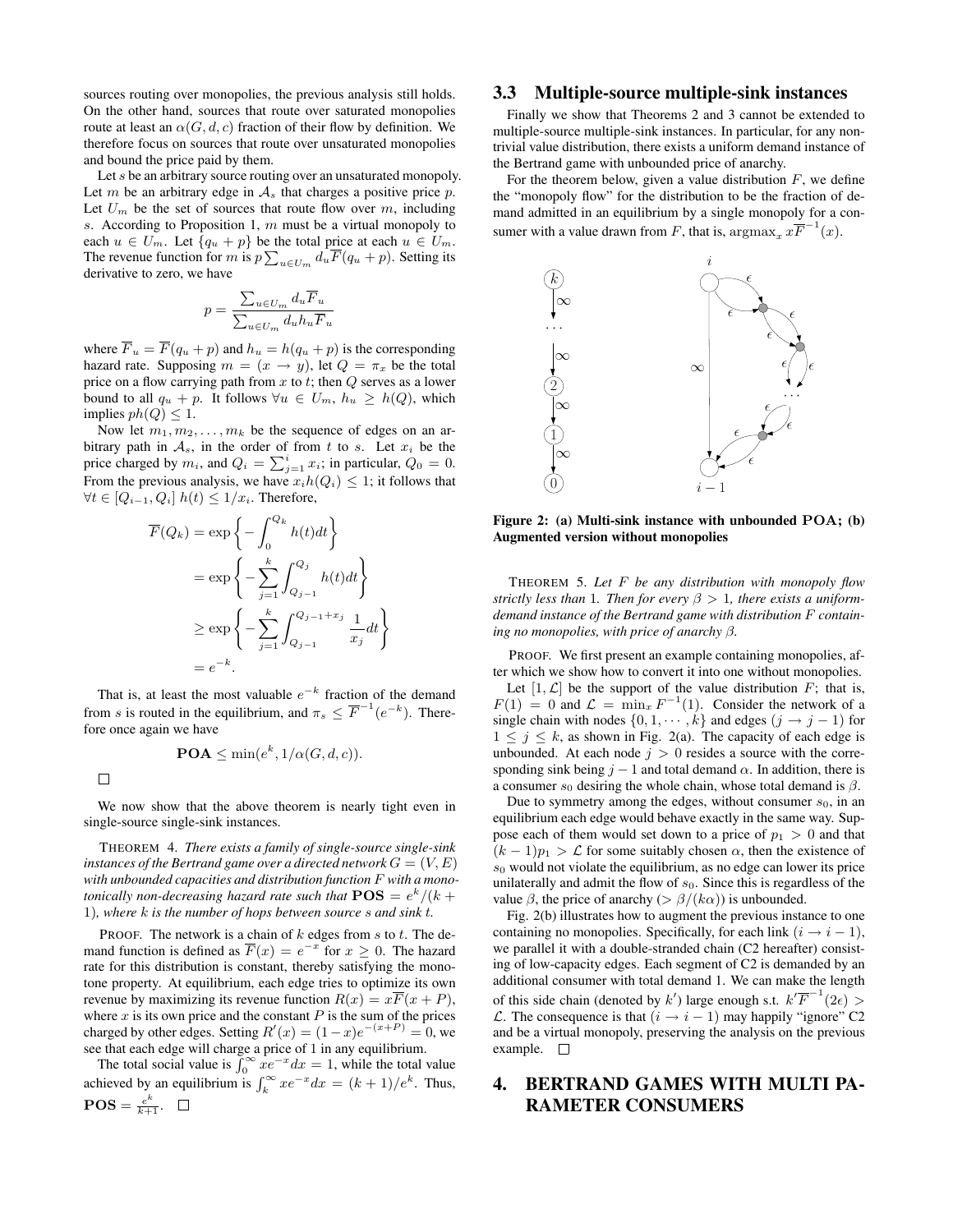sources routing over monopolies, the previous analysis still holds. On the other hand, sources that route over saturated monopolies route at least an $\alpha(G, d, c)$ fraction of their flow by definition. We therefore focus on sources that route over unsaturated monopolies and bound the price paid by them.

Let $s$ be an arbitrary source routing over an unsaturated monopoly. Let $m$ be an arbitrary edge in $\mathcal{A}_s$ that charges a positive price $p$. Let $U_m$ be the set of sources that route flow over $m$, including $s$. According to Proposition 1, $m$ must be a virtual monopoly to each $u \in U_m$. Let $\{q_u + p\}$ be the total price at each $u \in U_m$. The revenue function for $m$ is $p \sum_{u \in U_m} d_u \overline{F}(q_u + p)$. Setting its derivative to zero, we have

$$p = \frac{\sum_{u \in U_m} d_u \overline{F}_u}{\sum_{u \in U_m} d_u h_u \overline{F}_u}$$

where $\overline{F}_u = \overline{F}(q_u + p)$ and $h_u = h(q_u + p)$ is the corresponding hazard rate. Supposing $m = (x \to y)$, let $Q = \pi_x$ be the total price on a flow carrying path from $x$ to $t$; then $Q$ serves as a lower bound to all $q_u + p$. It follows $\forall u \in U_m$, $h_u \geq h(Q)$, which implies $ph(Q) \leq 1$.

Now let $m_1, m_2, \ldots, m_k$ be the sequence of edges on an arbitrary path in $\mathcal{A}_s$, in the order of from $t$ to $s$. Let $x_i$ be the price charged by $m_i$, and $Q_i = \sum_{j=1}^{i} x_j$; in particular, $Q_0 = 0$. From the previous analysis, we have $x_i h(Q_i) \leq 1$; it follows that $\forall t \in [Q_{i-1}, Q_i]$ $h(t) \leq 1/x_i$. Therefore,

$$\begin{aligned}
\overline{F}(Q_k) &= \exp\left\{ -\int_0^{Q_k} h(t)dt \right\} \\
&= \exp\left\{ -\sum_{j=1}^{k} \int_{Q_{j-1}}^{Q_j} h(t)dt \right\} \\
&\geq \exp\left\{ -\sum_{j=1}^{k} \int_{Q_{j-1}}^{Q_{j-1}+x_j} \frac{1}{x_j} dt \right\} \\
&= e^{-k}.
\end{aligned}$$

That is, at least the most valuable $e^{-k}$ fraction of the demand from $s$ is routed in the equilibrium, and $\pi_s \leq \overline{F}^{-1}(e^{-k})$. Therefore once again we have

$$\mathbf{POA} \leq \min(e^k, 1/\alpha(G, d, c)).$$

□

We now show that the above theorem is nearly tight even in single-source single-sink instances.

THEOREM 4. *There exists a family of single-source single-sink instances of the Bertrand game over a directed network $G = (V, E)$ with unbounded capacities and distribution function $F$ with a monotonically non-decreasing hazard rate such that $\mathbf{POS} = e^k/(k+1)$, where $k$ is the number of hops between source $s$ and sink $t$.*

PROOF. The network is a chain of $k$ edges from $s$ to $t$. The demand function is defined as $\overline{F}(x) = e^{-x}$ for $x \geq 0$. The hazard rate for this distribution is constant, thereby satisfying the monotone property. At equilibrium, each edge tries to optimize its own revenue by maximizing its revenue function $R(x) = x\overline{F}(x + P)$, where $x$ is its own price and the constant $P$ is the sum of the prices charged by other edges. Setting $R'(x) = (1 - x)e^{-(x+P)} = 0$, we see that each edge will charge a price of 1 in any equilibrium.

The total social value is $\int_0^\infty xe^{-x}dx = 1$, while the total value achieved by an equilibrium is $\int_k^\infty xe^{-x}dx = (k+1)/e^k$. Thus, $\mathbf{POS} = \frac{e^k}{k+1}$. □

## 3.3 Multiple-source multiple-sink instances

Finally we show that Theorems 2 and 3 cannot be extended to multiple-source multiple-sink instances. In particular, for any nontrivial value distribution, there exists a uniform demand instance of the Bertrand game with unbounded price of anarchy.

For the theorem below, given a value distribution $F$, we define the "monopoly flow" for the distribution to be the fraction of demand admitted in an equilibrium by a single monopoly for a consumer with a value drawn from $F$, that is, $\operatorname{argmax}_x x\overline{F}^{-1}(x)$.

k
∞
...
∞
2
∞
1
∞
0

i
ε ε ε ε ε ε ε ε ε ε
∞
...
i − 1

**Figure 2: (a) Multi-sink instance with unbounded POA; (b) Augmented version without monopolies**

THEOREM 5. *Let $F$ be any distribution with monopoly flow strictly less than 1. Then for every $\beta > 1$, there exists a uniform-demand instance of the Bertrand game with distribution $F$ containing no monopolies, with price of anarchy $\beta$.*

PROOF. We first present an example containing monopolies, after which we show how to convert it into one without monopolies.

Let $[1, \mathcal{L}]$ be the support of the value distribution $F$; that is, $F(1) = 0$ and $\mathcal{L} = \min_x F^{-1}(1)$. Consider the network of a single chain with nodes $\{0, 1, \cdots, k\}$ and edges $(j \to j-1)$ for $1 \leq j \leq k$, as shown in Fig. 2(a). The capacity of each edge is unbounded. At each node $j > 0$ resides a source with the corresponding sink being $j - 1$ and total demand $\alpha$. In addition, there is a consumer $s_0$ desiring the whole chain, whose total demand is $\beta$.

Due to symmetry among the edges, without consumer $s_0$, in an equilibrium each edge would behave exactly in the same way. Suppose each of them would set down to a price of $p_1 > 0$ and that $(k-1)p_1 > \mathcal{L}$ for some suitably chosen $\alpha$, then the existence of $s_0$ would not violate the equilibrium, as no edge can lower its price unilaterally and admit the flow of $s_0$. Since this is regardless of the value $\beta$, the price of anarchy ($> \beta/(k\alpha)$) is unbounded.

Fig. 2(b) illustrates how to augment the previous instance to one containing no monopolies. Specifically, for each link $(i \to i-1)$, we parallel it with a double-stranded chain (C2 hereafter) consisting of low-capacity edges. Each segment of C2 is demanded by an additional consumer with total demand 1. We can make the length of this side chain (denoted by $k'$) large enough s.t. $k'\overline{F}^{-1}(2\epsilon) > \mathcal{L}$. The consequence is that $(i \to i-1)$ may happily "ignore" C2 and be a virtual monopoly, preserving the analysis on the previous example. □

# 4. BERTRAND GAMES WITH MULTI PARAMETER CONSUMERS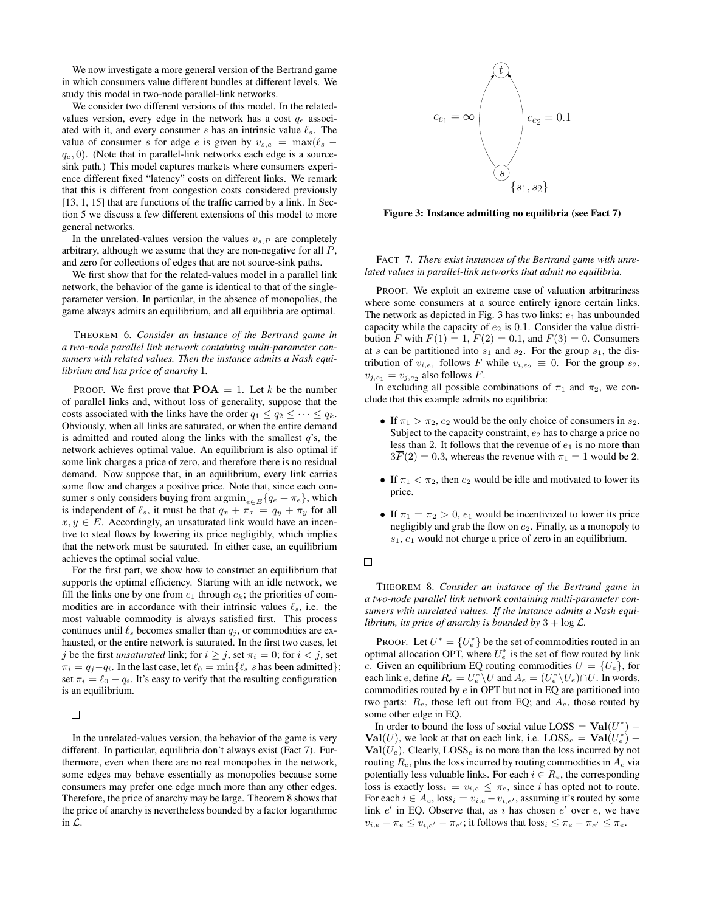We now investigate a more general version of the Bertrand game in which consumers value different bundles at different levels. We study this model in two-node parallel-link networks.

We consider two different versions of this model. In the related-values version, every edge in the network has a cost $q_e$ associated with it, and every consumer $s$ has an intrinsic value $\ell_s$. The value of consumer $s$ for edge $e$ is given by $v_{s,e} = \max(\ell_s - q_e, 0)$. (Note that in parallel-link networks each edge is a source-sink path.) This model captures markets where consumers experience different fixed "latency" costs on different links. We remark that this is different from congestion costs considered previously [13, 1, 15] that are functions of the traffic carried by a link. In Section 5 we discuss a few different extensions of this model to more general networks.

In the unrelated-values version the values $v_{s,P}$ are completely arbitrary, although we assume that they are non-negative for all $P$, and zero for collections of edges that are not source-sink paths.

We first show that for the related-values model in a parallel link network, the behavior of the game is identical to that of the single-parameter version. In particular, in the absence of monopolies, the game always admits an equilibrium, and all equilibria are optimal.

THEOREM 6. *Consider an instance of the Bertrand game in a two-node parallel link network containing multi-parameter consumers with related values. Then the instance admits a Nash equilibrium and has price of anarchy* 1*.*

PROOF. We first prove that $\mathbf{POA} = 1$. Let $k$ be the number of parallel links and, without loss of generality, suppose that the costs associated with the links have the order $q_1 \leq q_2 \leq \cdots \leq q_k$. Obviously, when all links are saturated, or when the entire demand is admitted and routed along the links with the smallest $q$'s, the network achieves optimal value. An equilibrium is also optimal if some link charges a price of zero, and therefore there is no residual demand. Now suppose that, in an equilibrium, every link carries some flow and charges a positive price. Note that, since each consumer $s$ only considers buying from $\text{argmin}_{e \in E}\{q_e + \pi_e\}$, which is independent of $\ell_s$, it must be that $q_x + \pi_x = q_y + \pi_y$ for all $x, y \in E$. Accordingly, an unsaturated link would have an incentive to steal flows by lowering its price negligibly, which implies that the network must be saturated. In either case, an equilibrium achieves the optimal social value.

For the first part, we show how to construct an equilibrium that supports the optimal efficiency. Starting with an idle network, we fill the links one by one from $e_1$ through $e_k$; the priorities of commodities are in accordance with their intrinsic values $\ell_s$, i.e. the most valuable commodity is always satisfied first. This process continues until $\ell_s$ becomes smaller than $q_j$, or commodities are exhausted, or the entire network is saturated. In the first two cases, let $j$ be the first *unsaturated* link; for $i \geq j$, set $\pi_i = 0$; for $i < j$, set $\pi_i = q_j - q_i$. In the last case, let $\ell_0 = \min\{\ell_s | s \text{ has been admitted}\}$; set $\pi_i = \ell_0 - q_i$. It's easy to verify that the resulting configuration is an equilibrium.

□

In the unrelated-values version, the behavior of the game is very different. In particular, equilibria don't always exist (Fact 7). Furthermore, even when there are no real monopolies in the network, some edges may behave essentially as monopolies because some consumers may prefer one edge much more than any other edges. Therefore, the price of anarchy may be large. Theorem 8 shows that the price of anarchy is nevertheless bounded by a factor logarithmic in $\mathcal{L}$.

t

$c_{e_1} = \infty$

$c_{e_2} = 0.1$

s

$\{s_1, s_2\}$

**Figure 3: Instance admitting no equilibria (see Fact 7)**

FACT 7. *There exist instances of the Bertrand game with unrelated values in parallel-link networks that admit no equilibria.*

PROOF. We exploit an extreme case of valuation arbitrariness where some consumers at a source entirely ignore certain links. The network as depicted in Fig. 3 has two links: $e_1$ has unbounded capacity while the capacity of $e_2$ is 0.1. Consider the value distribution $F$ with $\overline{F}(1) = 1$, $\overline{F}(2) = 0.1$, and $\overline{F}(3) = 0$. Consumers at $s$ can be partitioned into $s_1$ and $s_2$. For the group $s_1$, the distribution of $v_{i,e_1}$ follows $F$ while $v_{i,e_2} \equiv 0$. For the group $s_2$, $v_{j,e_1} = v_{j,e_2}$ also follows $F$.

In excluding all possible combinations of $\pi_1$ and $\pi_2$, we conclude that this example admits no equilibria:

- If $\pi_1 > \pi_2$, $e_2$ would be the only choice of consumers in $s_2$. Subject to the capacity constraint, $e_2$ has to charge a price no less than 2. It follows that the revenue of $e_1$ is no more than $3\overline{F}(2) = 0.3$, whereas the revenue with $\pi_1 = 1$ would be 2.
- If $\pi_1 < \pi_2$, then $e_2$ would be idle and motivated to lower its price.
- If $\pi_1 = \pi_2 > 0$, $e_1$ would be incentivized to lower its price negligibly and grab the flow on $e_2$. Finally, as a monopoly to $s_1$, $e_1$ would not charge a price of zero in an equilibrium.

□

THEOREM 8. *Consider an instance of the Bertrand game in a two-node parallel link network containing multi-parameter consumers with unrelated values. If the instance admits a Nash equilibrium, its price of anarchy is bounded by* $3 + \log \mathcal{L}$*.*

PROOF. Let $U^* = \{U_e^*\}$ be the set of commodities routed in an optimal allocation OPT, where $U_e^*$ is the set of flow routed by link $e$. Given an equilibrium EQ routing commodities $U = \{U_e\}$, for each link $e$, define $R_e = U_e^* \backslash U$ and $A_e = (U_e^* \backslash U_e) \cap U$. In words, commodities routed by $e$ in OPT but not in EQ are partitioned into two parts: $R_e$, those left out from EQ; and $A_e$, those routed by some other edge in EQ.

In order to bound the loss of social value $\text{LOSS} = \mathbf{Val}(U^*) - \mathbf{Val}(U)$, we look at that on each link, i.e. $\text{LOSS}_e = \mathbf{Val}(U_e^*) - \mathbf{Val}(U_e)$. Clearly, $\text{LOSS}_e$ is no more than the loss incurred by not routing $R_e$, plus the loss incurred by routing commodities in $A_e$ via potentially less valuable links. For each $i \in R_e$, the corresponding loss is exactly $\text{loss}_i = v_{i,e} \leq \pi_e$, since $i$ has opted not to route. For each $i \in A_e$, $\text{loss}_i = v_{i,e} - v_{i,e'}$, assuming it's routed by some link $e'$ in EQ. Observe that, as $i$ has chosen $e'$ over $e$, we have $v_{i,e} - \pi_e \leq v_{i,e'} - \pi_{e'}$; it follows that $\text{loss}_i \leq \pi_e - \pi_{e'} \leq \pi_e$.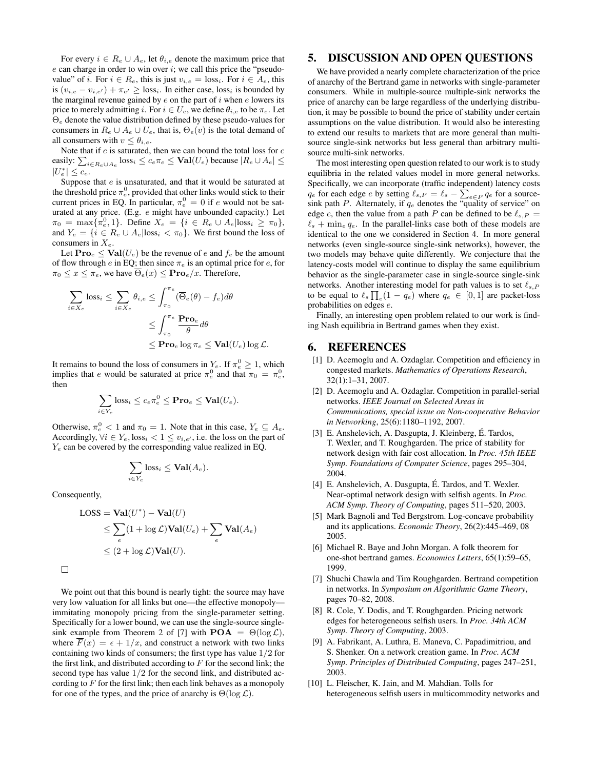For every $i \in R_e \cup A_e$, let $\theta_{i,e}$ denote the maximum price that $e$ can charge in order to win over $i$; we call this price the "pseudo-value" of $i$. For $i \in R_e$, this is just $v_{i,e} = \text{loss}_i$. For $i \in A_e$, this is $(v_{i,e} - v_{i,e'}) + \pi_{e'} \geq \text{loss}_i$. In either case, $\text{loss}_i$ is bounded by the marginal revenue gained by $e$ on the part of $i$ when $e$ lowers its price to merely admitting $i$. For $i \in U_e$, we define $\theta_{i,e}$ to be $\pi_e$. Let $\Theta_e$ denote the value distribution defined by these pseudo-values for consumers in $R_e \cup A_e \cup U_e$, that is, $\Theta_e(v)$ is the total demand of all consumers with $v \leq \theta_{i,e}$.

Note that if $e$ is saturated, then we can bound the total loss for $e$ easily: $\sum_{i \in R_e \cup A_e} \text{loss}_i \leq c_e \pi_e \leq \mathbf{Val}(U_e)$ because $|R_e \cup A_e| \leq |U_e^*| \leq c_e$.

Suppose that $e$ is unsaturated, and that it would be saturated at the threshold price $\pi_e^0$, provided that other links would stick to their current prices in EQ. In particular, $\pi_e^0 = 0$ if $e$ would not be saturated at any price. (E.g. $e$ might have unbounded capacity.) Let $\pi_0 = \max\{\pi_e^0, 1\}$. Define $X_e = \{i \in R_e \cup A_e | \text{loss}_i \geq \pi_0\}$, and $Y_e = \{i \in R_e \cup A_e | \text{loss}_i < \pi_0\}$. We first bound the loss of consumers in $X_e$.

Let $\mathbf{Pro}_e \leq \mathbf{Val}(U_e)$ be the revenue of $e$ and $f_e$ be the amount of flow through $e$ in EQ; then since $\pi_e$ is an optimal price for $e$, for $\pi_0 \leq x \leq \pi_e$, we have $\overline{\Theta}_e(x) \leq \mathbf{Pro}_e / x$. Therefore,

$$
\begin{aligned}
\sum_{i \in X_e} \text{loss}_i \leq \sum_{i \in X_e} \theta_{i,e} &\leq \int_{\pi_0}^{\pi_e} (\overline{\Theta}_e(\theta) - f_e) d\theta \\
&\leq \int_{\pi_0}^{\pi_e} \frac{\mathbf{Pro}_e}{\theta} d\theta \\
&\leq \mathbf{Pro}_e \log \pi_e \leq \mathbf{Val}(U_e) \log \mathcal{L}.
\end{aligned}
$$

It remains to bound the loss of consumers in $Y_e$. If $\pi_e^0 \geq 1$, which implies that $e$ would be saturated at price $\pi_e^0$ and that $\pi_0 = \pi_e^0$, then

$$
\sum_{i \in Y_e} \text{loss}_i \leq c_e \pi_e^0 \leq \mathbf{Pro}_e \leq \mathbf{Val}(U_e).
$$

Otherwise, $\pi_e^0 < 1$ and $\pi_0 = 1$. Note that in this case, $Y_e \subseteq A_e$. Accordingly, $\forall i \in Y_e, \text{loss}_i < 1 \leq v_{i,e'}$, i.e. the loss on the part of $Y_e$ can be covered by the corresponding value realized in EQ.

$$
\sum_{i \in Y_e} \text{loss}_i \leq \mathbf{Val}(A_e).
$$

Consequently,

$$
\begin{aligned}
\text{LOSS} &= \mathbf{Val}(U^*) - \mathbf{Val}(U) \\
&\leq \sum_e (1 + \log \mathcal{L}) \mathbf{Val}(U_e) + \sum_e \mathbf{Val}(A_e) \\
&\leq (2 + \log \mathcal{L}) \mathbf{Val}(U).
\end{aligned}
$$

□

We point out that this bound is nearly tight: the source may have very low valuation for all links but one—the effective monopoly—immitating monopoly pricing from the single-parameter setting. Specifically for a lower bound, we can use the single-source single-sink example from Theorem 2 of [7] with $\mathbf{POA} = \Theta(\log \mathcal{L})$, where $\overline{F}(x) = \epsilon + 1/x$, and construct a network with two links containing two kinds of consumers; the first type has value $1/2$ for the first link, and distributed according to $F$ for the second link; the second type has value $1/2$ for the second link, and distributed according to $F$ for the first link; then each link behaves as a monopoly for one of the types, and the price of anarchy is $\Theta(\log \mathcal{L})$.

# 5. DISCUSSION AND OPEN QUESTIONS

We have provided a nearly complete characterization of the price of anarchy of the Bertrand game in networks with single-parameter consumers. While in multiple-source multiple-sink networks the price of anarchy can be large regardless of the underlying distribution, it may be possible to bound the price of stability under certain assumptions on the value distribution. It would also be interesting to extend our results to markets that are more general than multi-source single-sink networks but less general than arbitrary multi-source multi-sink networks.

The most interesting open question related to our work is to study equilibria in the related values model in more general networks. Specifically, we can incorporate (traffic independent) latency costs $q_e$ for each edge $e$ by setting $\ell_{s,P} = \ell_s - \sum_{e \in P} q_e$ for a source-sink path $P$. Alternately, if $q_e$ denotes the "quality of service" on edge $e$, then the value from a path $P$ can be defined to be $\ell_{s,P} = \ell_s + \min_e q_e$. In the parallel-links case both of these models are identical to the one we considered in Section 4. In more general networks (even single-source single-sink networks), however, the two models may behave quite differently. We conjecture that the latency-costs model will continue to display the same equilibrium behavior as the single-parameter case in single-source single-sink networks. Another interesting model for path values is to set $\ell_{s,P}$ to be equal to $\ell_s \prod_e (1 - q_e)$ where $q_e \in [0, 1]$ are packet-loss probabilities on edges $e$.

Finally, an interesting open problem related to our work is finding Nash equilibria in Bertrand games when they exist.

# 6. REFERENCES

[1] D. Acemoglu and A. Ozdaglar. Competition and efficiency in congested markets. *Mathematics of Operations Research*, 32(1):1–31, 2007.

[2] D. Acemoglu and A. Ozdaglar. Competition in parallel-serial networks. *IEEE Journal on Selected Areas in Communications, special issue on Non-cooperative Behavior in Networking*, 25(6):1180–1192, 2007.

[3] E. Anshelevich, A. Dasgupta, J. Kleinberg, É. Tardos, T. Wexler, and T. Roughgarden. The price of stability for network design with fair cost allocation. In *Proc. 45th IEEE Symp. Foundations of Computer Science*, pages 295–304, 2004.

[4] E. Anshelevich, A. Dasgupta, É. Tardos, and T. Wexler. Near-optimal network design with selfish agents. In *Proc. ACM Symp. Theory of Computing*, pages 511–520, 2003.

[5] Mark Bagnoli and Ted Bergstrom. Log-concave probability and its applications. *Economic Theory*, 26(2):445–469, 08 2005.

[6] Michael R. Baye and John Morgan. A folk theorem for one-shot bertrand games. *Economics Letters*, 65(1):59–65, 1999.

[7] Shuchi Chawla and Tim Roughgarden. Bertrand competition in networks. In *Symposium on Algorithmic Game Theory*, pages 70–82, 2008.

[8] R. Cole, Y. Dodis, and T. Roughgarden. Pricing network edges for heterogeneous selfish users. In *Proc. 34th ACM Symp. Theory of Computing*, 2003.

[9] A. Fabrikant, A. Luthra, E. Maneva, C. Papadimitriou, and S. Shenker. On a network creation game. In *Proc. ACM Symp. Principles of Distributed Computing*, pages 247–251, 2003.

[10] L. Fleischer, K. Jain, and M. Mahdian. Tolls for heterogeneous selfish users in multicommodity networks and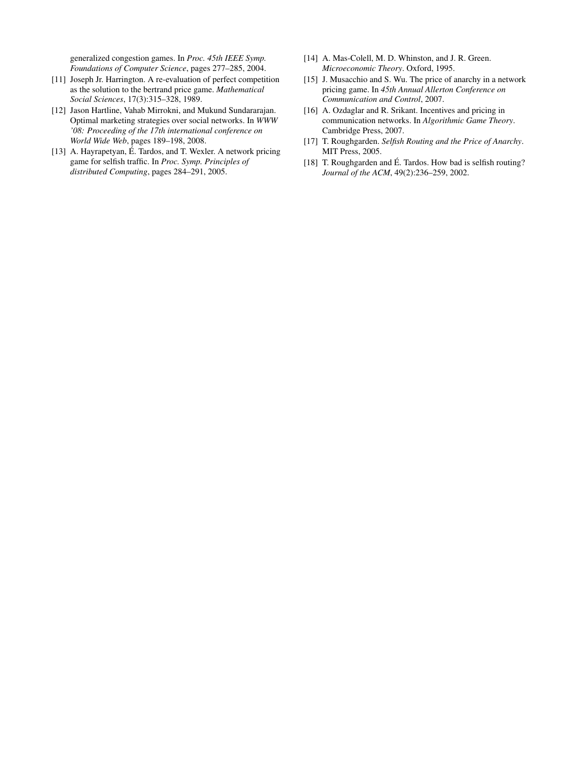generalized congestion games. In *Proc. 45th IEEE Symp. Foundations of Computer Science*, pages 277–285, 2004.

[11] Joseph Jr. Harrington. A re-evaluation of perfect competition as the solution to the bertrand price game. *Mathematical Social Sciences*, 17(3):315–328, 1989.

[12] Jason Hartline, Vahab Mirrokni, and Mukund Sundararajan. Optimal marketing strategies over social networks. In *WWW '08: Proceeding of the 17th international conference on World Wide Web*, pages 189–198, 2008.

[13] A. Hayrapetyan, É. Tardos, and T. Wexler. A network pricing game for selfish traffic. In *Proc. Symp. Principles of distributed Computing*, pages 284–291, 2005.

[14] A. Mas-Colell, M. D. Whinston, and J. R. Green. *Microeconomic Theory*. Oxford, 1995.

[15] J. Musacchio and S. Wu. The price of anarchy in a network pricing game. In *45th Annual Allerton Conference on Communication and Control*, 2007.

[16] A. Ozdaglar and R. Srikant. Incentives and pricing in communication networks. In *Algorithmic Game Theory*. Cambridge Press, 2007.

[17] T. Roughgarden. *Selfish Routing and the Price of Anarchy*. MIT Press, 2005.

[18] T. Roughgarden and É. Tardos. How bad is selfish routing? *Journal of the ACM*, 49(2):236–259, 2002.